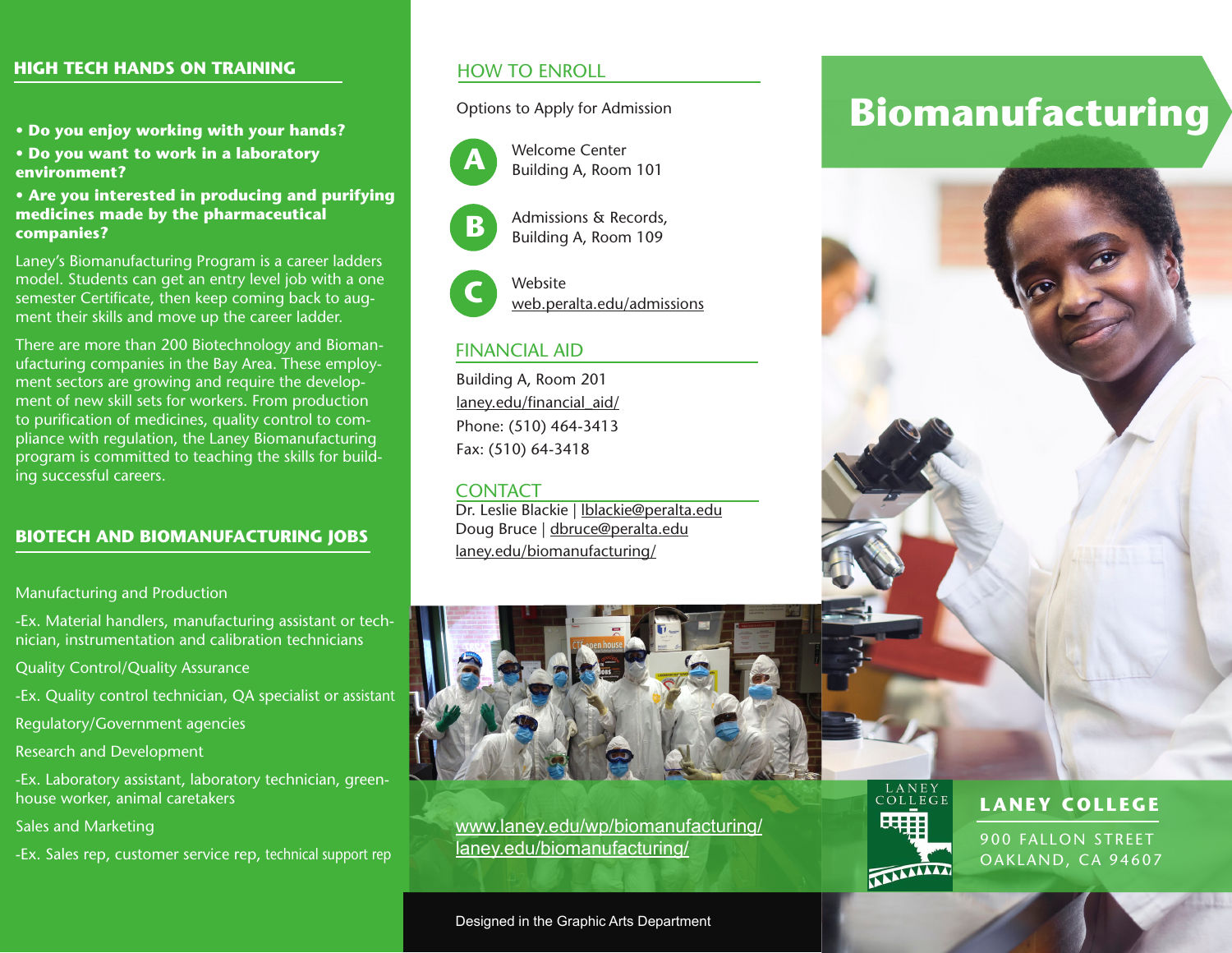## HIGH TECH HANDS ON TRAINING

**• Do you enjoy working with your hands?**

**• Do you want to work in a laboratory environment?**

**• Are you interested in producing and purifying medicines made by the pharmaceutical companies?**

Laney's Biomanufacturing Program is a career ladders model. Students can get an entry level job with a one semester Certificate, then keep coming back to augment their skills and move up the career ladder.

There are more than 200 Biotechnology and Biomanufacturing companies in the Bay Area. These employment sectors are growing and require the development of new skill sets for workers. From production to purification of medicines, quality control to compliance with regulation, the Laney Biomanufacturing program is committed to teaching the skills for building successful careers.

## BIOTECH AND BIOMANUFACTURING JOBS

Manufacturing and Production

-Ex. Material handlers, manufacturing assistant or technician, instrumentation and calibration technicians

Quality Control/Quality Assurance

-Ex. Quality control technician, QA specialist or assistant

Regulatory/Government agencies

Research and Development

-Ex. Laboratory assistant, laboratory technician, greenhouse worker, animal caretakers

Sales and Marketing

-Ex. Sales rep, customer service rep, technical support rep

## HOW TO ENROLL

Options to Apply for Admission

**A** Welcome Center
Building A, Room 101

**B** Admissions & Records,
Building A, Room 109

**C** Website
web.peralta.edu/admissions

## FINANCIAL AID

Building A, Room 201
laney.edu/financial_aid/
Phone: (510) 464-3413
Fax: (510) 64-3418

## CONTACT

Dr. Leslie Blackie | lblackie@peralta.edu
Doug Bruce | dbruce@peralta.edu
laney.edu/biomanufacturing/

www.laney.edu/wp/biomanufacturing/
laney.edu/biomanufacturing/

Designed in the Graphic Arts Department

# Biomanufacturing

**LANEY COLLEGE**

900 FALLON STREET
OAKLAND, CA 94607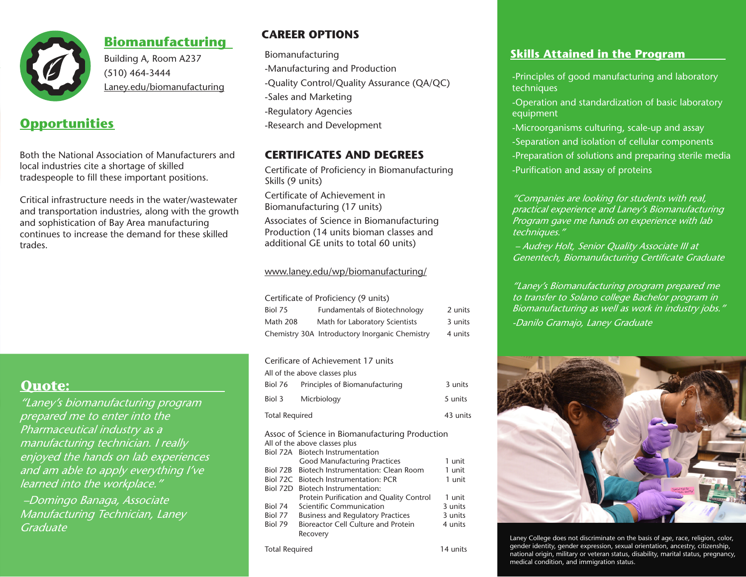## Biomanufacturing

Building A, Room A237
(510) 464-3444
Laney.edu/biomanufacturing

## Opportunities

Both the National Association of Manufacturers and local industries cite a shortage of skilled tradespeople to fill these important positions.

Critical infrastructure needs in the water/wastewater and transportation industries, along with the growth and sophistication of Bay Area manufacturing continues to increase the demand for these skilled trades.

## Quote:

*"Laney's biomanufacturing program prepared me to enter into the Pharmaceutical industry as a manufacturing technician. I really enjoyed the hands on lab experiences and am able to apply everything I've learned into the workplace."*

*–Domingo Banaga, Associate Manufacturing Technician, Laney Graduate*

## CAREER OPTIONS

Biomanufacturing
-Manufacturing and Production
-Quality Control/Quality Assurance (QA/QC)
-Sales and Marketing
-Regulatory Agencies
-Research and Development

## CERTIFICATES AND DEGREES

Certificate of Proficiency in Biomanufacturing Skills (9 units)

Certificate of Achievement in Biomanufacturing (17 units)

Associates of Science in Biomanufacturing Production (14 units bioman classes and additional GE units to total 60 units)

www.laney.edu/wp/biomanufacturing/

Certificate of Proficiency (9 units)

| | | |
|---|---|---|
| Biol 75 | Fundamentals of Biotechnology | 2 units |
| Math 208 | Math for Laboratory Scientists | 3 units |
| Chemistry 30A | Introductory Inorganic Chemistry | 4 units |

Cerificare of Achievement 17 units

All of the above classes plus

| | | |
|---|---|---|
| Biol 76 | Principles of Biomanufacturing | 3 units |
| Biol 3 | Micrbiology | 5 units |
| Total Required | | 43 units |

Assoc of Science in Biomanufacturing Production

All of the above classes plus

| | | |
|---|---|---|
| Biol 72A | Biotech Instrumentation Good Manufacturing Practices | 1 unit |
| Biol 72B | Biotech Instrumentation: Clean Room | 1 unit |
| Biol 72C | Biotech Instrumentation: PCR | 1 unit |
| Biol 72D | Biotech Instrumentation: Protein Purification and Quality Control | 1 unit |
| Biol 74 | Scientific Communication | 3 units |
| Biol 77 | Business and Regulatory Practices | 3 units |
| Biol 79 | Bioreactor Cell Culture and Protein Recovery | 4 units |
| Total Required | | 14 units |

## Skills Attained in the Program

-Principles of good manufacturing and laboratory techniques
-Operation and standardization of basic laboratory equipment
-Microorganisms culturing, scale-up and assay
-Separation and isolation of cellular components
-Preparation of solutions and preparing sterile media
-Purification and assay of proteins

*"Companies are looking for students with real, practical experience and Laney's Biomanufacturing Program gave me hands on experience with lab techniques."*

*– Audrey Holt, Senior Quality Associate III at Genentech, Biomanufacturing Certificate Graduate*

*"Laney's Biomanufacturing program prepared me to transfer to Solano college Bachelor program in Biomanufacturing as well as work in industry jobs."*

*-Danilo Gramajo, Laney Graduate*

Laney College does not discriminate on the basis of age, race, religion, color, gender identity, gender expression, sexual orientation, ancestry, citizenship, national origin, military or veteran status, disability, marital status, pregnancy, medical condition, and immigration status.